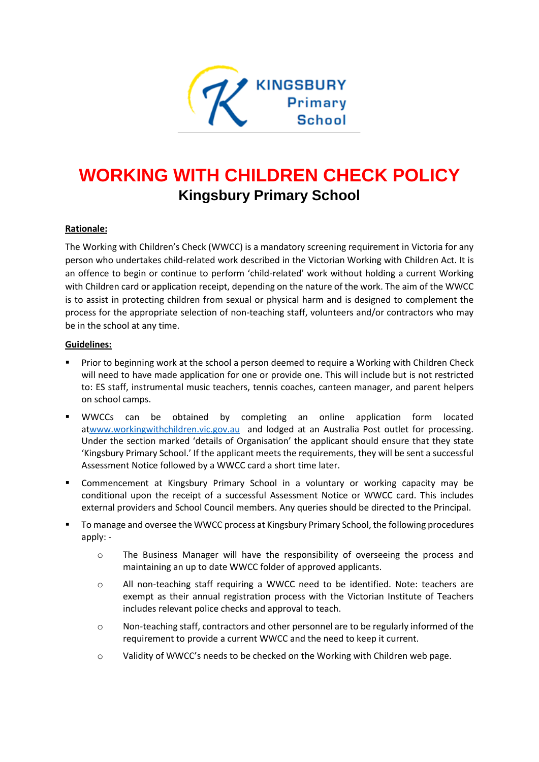# WORKING WITH CHILDREN CHECK POLICY

## Kingsbury Primary School

**Rationale:**

The Working with Children's Check (WWCC) is a mandatory screening requirement in Victoria for any person who undertakes child-related work described in the Victorian Working with Children Act. It is an offence to begin or continue to perform 'child-related' work without holding a current Working with Children card or application receipt, depending on the nature of the work. The aim of the WWCC is to assist in protecting children from sexual or physical harm and is designed to complement the process for the appropriate selection of non-teaching staff, volunteers and/or contractors who may be in the school at any time.

**Guidelines:**

- Prior to beginning work at the school a person deemed to require a Working with Children Check will need to have made application for one or provide one. This will include but is not restricted to: ES staff, instrumental music teachers, tennis coaches, canteen manager, and parent helpers on school camps.
- WWCCs can be obtained by completing an online application form located atwww.workingwithchildren.vic.gov.au and lodged at an Australia Post outlet for processing. Under the section marked 'details of Organisation' the applicant should ensure that they state 'Kingsbury Primary School.' If the applicant meets the requirements, they will be sent a successful Assessment Notice followed by a WWCC card a short time later.
- Commencement at Kingsbury Primary School in a voluntary or working capacity may be conditional upon the receipt of a successful Assessment Notice or WWCC card. This includes external providers and School Council members. Any queries should be directed to the Principal.
- To manage and oversee the WWCC process at Kingsbury Primary School, the following procedures apply: -
  - The Business Manager will have the responsibility of overseeing the process and maintaining an up to date WWCC folder of approved applicants.
  - All non-teaching staff requiring a WWCC need to be identified. Note: teachers are exempt as their annual registration process with the Victorian Institute of Teachers includes relevant police checks and approval to teach.
  - Non-teaching staff, contractors and other personnel are to be regularly informed of the requirement to provide a current WWCC and the need to keep it current.
  - Validity of WWCC's needs to be checked on the Working with Children web page.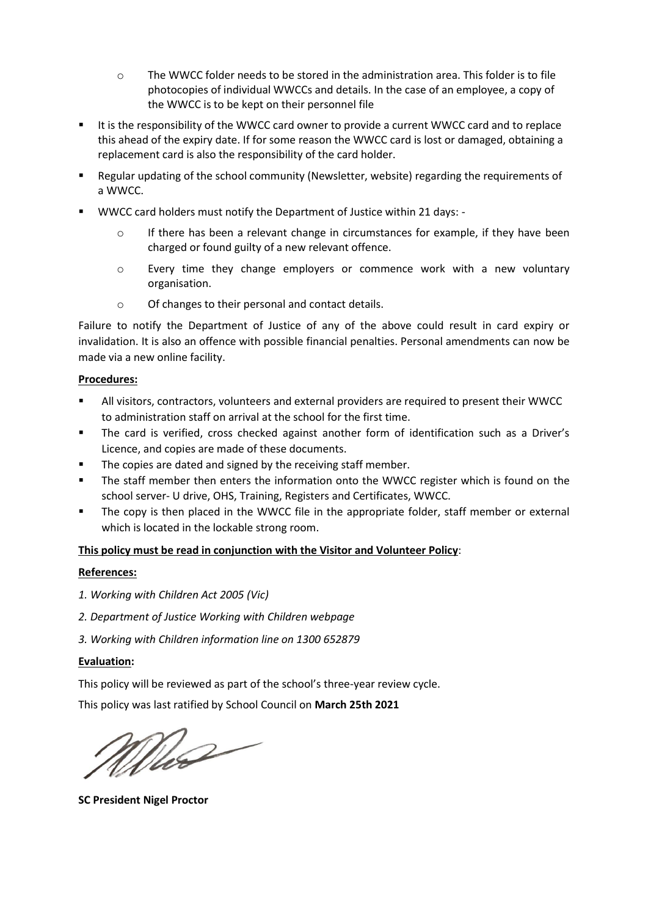- The WWCC folder needs to be stored in the administration area. This folder is to file photocopies of individual WWCCs and details. In the case of an employee, a copy of the WWCC is to be kept on their personnel file

- It is the responsibility of the WWCC card owner to provide a current WWCC card and to replace this ahead of the expiry date. If for some reason the WWCC card is lost or damaged, obtaining a replacement card is also the responsibility of the card holder.
- Regular updating of the school community (Newsletter, website) regarding the requirements of a WWCC.
- WWCC card holders must notify the Department of Justice within 21 days: -
  - If there has been a relevant change in circumstances for example, if they have been charged or found guilty of a new relevant offence.
  - Every time they change employers or commence work with a new voluntary organisation.
  - Of changes to their personal and contact details.

Failure to notify the Department of Justice of any of the above could result in card expiry or invalidation. It is also an offence with possible financial penalties. Personal amendments can now be made via a new online facility.

**Procedures:**

- All visitors, contractors, volunteers and external providers are required to present their WWCC to administration staff on arrival at the school for the first time.
- The card is verified, cross checked against another form of identification such as a Driver's Licence, and copies are made of these documents.
- The copies are dated and signed by the receiving staff member.
- The staff member then enters the information onto the WWCC register which is found on the school server- U drive, OHS, Training, Registers and Certificates, WWCC.
- The copy is then placed in the WWCC file in the appropriate folder, staff member or external which is located in the lockable strong room.

**This policy must be read in conjunction with the Visitor and Volunteer Policy**:

**References:**

*1. Working with Children Act 2005 (Vic)*

*2. Department of Justice Working with Children webpage*

*3. Working with Children information line on 1300 652879*

**Evaluation:**

This policy will be reviewed as part of the school's three-year review cycle.

This policy was last ratified by School Council on **March 25th 2021**

**SC President Nigel Proctor**